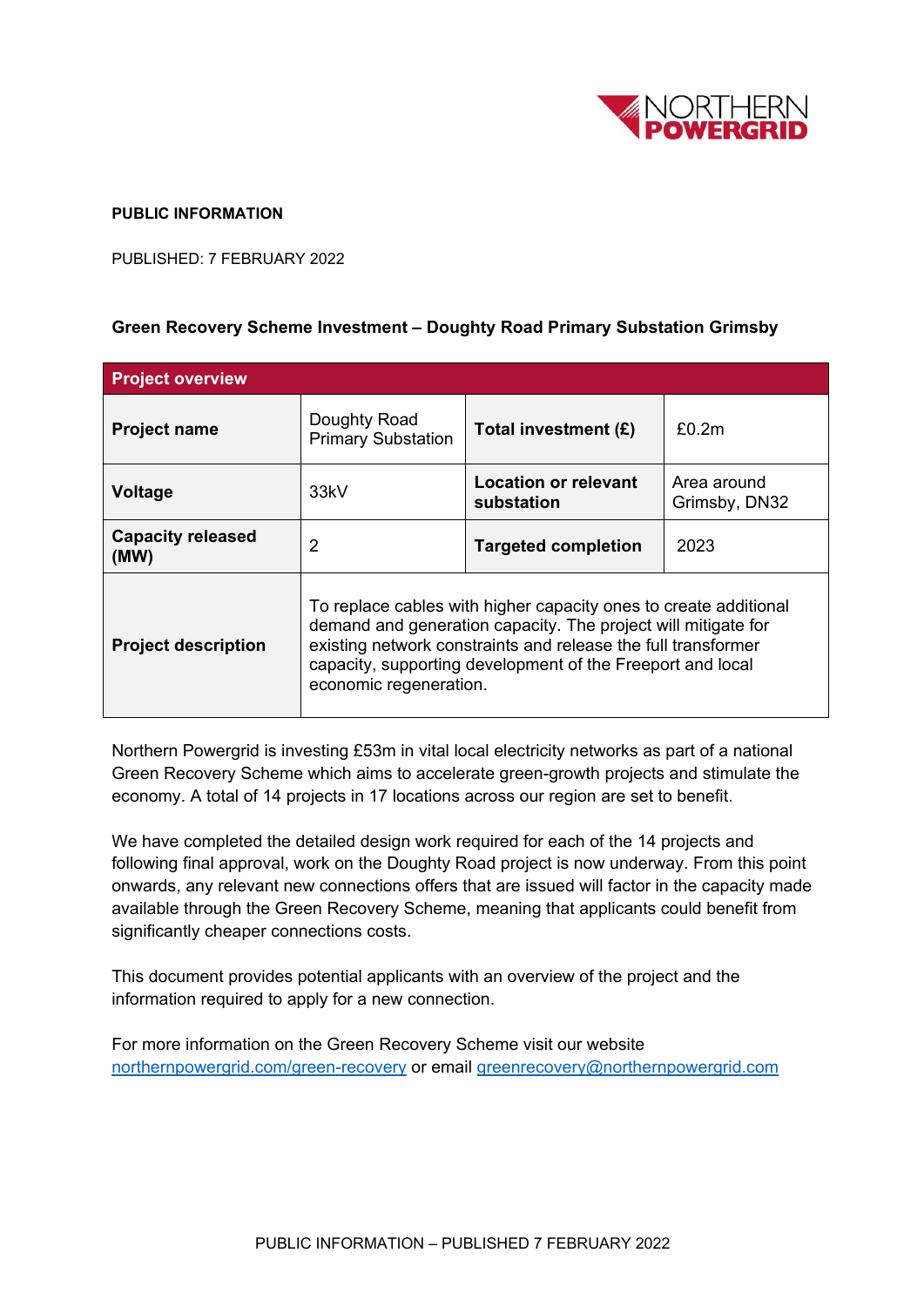**PUBLIC INFORMATION**

PUBLISHED: 7 FEBRUARY 2022

**Green Recovery Scheme Investment – Doughty Road Primary Substation Grimsby**

| **Project overview** | | | |
|---|---|---|---|
| **Project name** | Doughty Road Primary Substation | **Total investment (£)** | £0.2m |
| **Voltage** | 33kV | **Location or relevant substation** | Area around Grimsby, DN32 |
| **Capacity released (MW)** | 2 | **Targeted completion** | 2023 |
| **Project description** | To replace cables with higher capacity ones to create additional demand and generation capacity. The project will mitigate for existing network constraints and release the full transformer capacity, supporting development of the Freeport and local economic regeneration. | | |

Northern Powergrid is investing £53m in vital local electricity networks as part of a national Green Recovery Scheme which aims to accelerate green-growth projects and stimulate the economy. A total of 14 projects in 17 locations across our region are set to benefit.

We have completed the detailed design work required for each of the 14 projects and following final approval, work on the Doughty Road project is now underway. From this point onwards, any relevant new connections offers that are issued will factor in the capacity made available through the Green Recovery Scheme, meaning that applicants could benefit from significantly cheaper connections costs.

This document provides potential applicants with an overview of the project and the information required to apply for a new connection.

For more information on the Green Recovery Scheme visit our website [northernpowergrid.com/green-recovery](northernpowergrid.com/green-recovery) or email [greenrecovery@northernpowergrid.com](mailto:greenrecovery@northernpowergrid.com)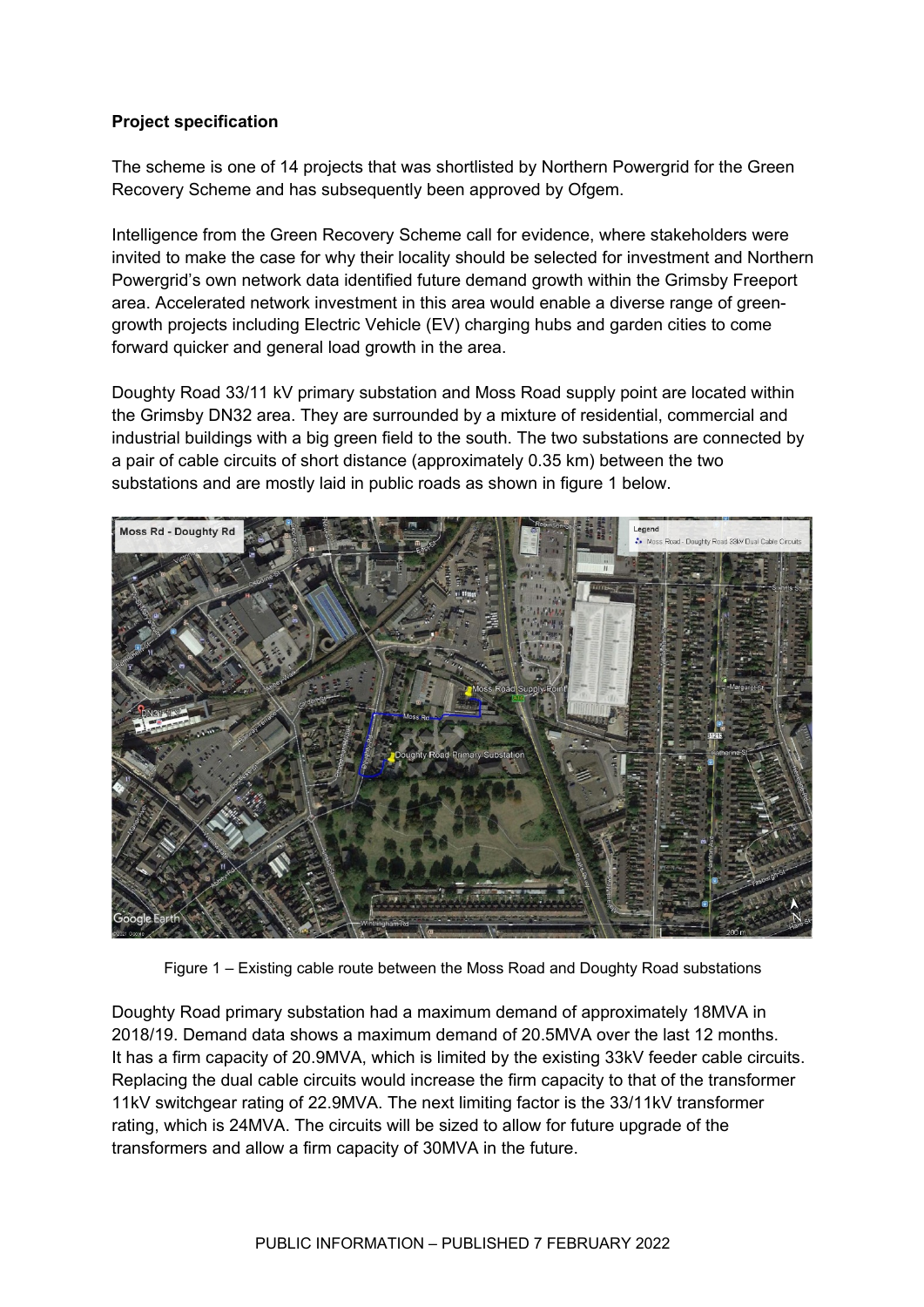**Project specification**

The scheme is one of 14 projects that was shortlisted by Northern Powergrid for the Green Recovery Scheme and has subsequently been approved by Ofgem.

Intelligence from the Green Recovery Scheme call for evidence, where stakeholders were invited to make the case for why their locality should be selected for investment and Northern Powergrid's own network data identified future demand growth within the Grimsby Freeport area. Accelerated network investment in this area would enable a diverse range of green-growth projects including Electric Vehicle (EV) charging hubs and garden cities to come forward quicker and general load growth in the area.

Doughty Road 33/11 kV primary substation and Moss Road supply point are located within the Grimsby DN32 area. They are surrounded by a mixture of residential, commercial and industrial buildings with a big green field to the south. The two substations are connected by a pair of cable circuits of short distance (approximately 0.35 km) between the two substations and are mostly laid in public roads as shown in figure 1 below.

Figure 1 – Existing cable route between the Moss Road and Doughty Road substations

Doughty Road primary substation had a maximum demand of approximately 18MVA in 2018/19. Demand data shows a maximum demand of 20.5MVA over the last 12 months. It has a firm capacity of 20.9MVA, which is limited by the existing 33kV feeder cable circuits. Replacing the dual cable circuits would increase the firm capacity to that of the transformer 11kV switchgear rating of 22.9MVA. The next limiting factor is the 33/11kV transformer rating, which is 24MVA. The circuits will be sized to allow for future upgrade of the transformers and allow a firm capacity of 30MVA in the future.